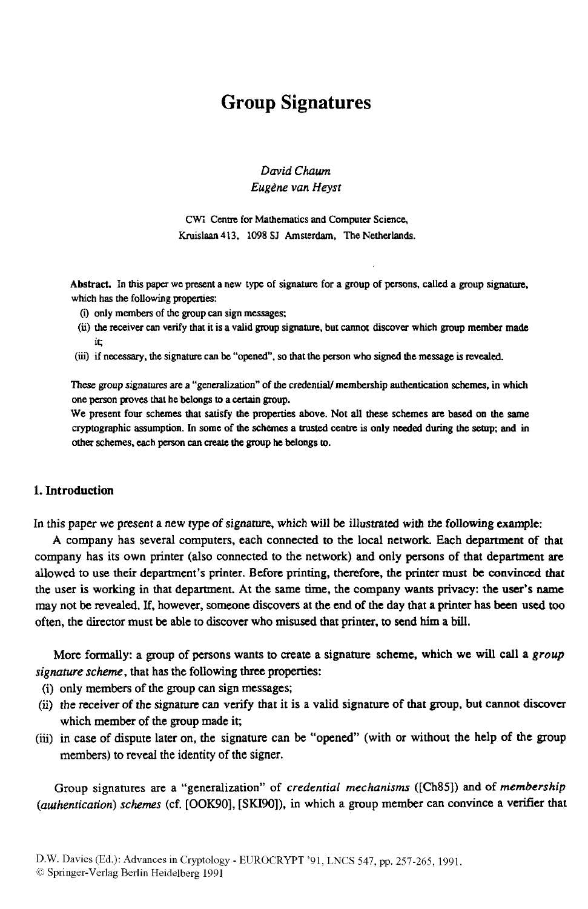# Group Signatures

*David Chaum*
*Eugène van Heyst*

CWI Centre for Mathematics and Computer Science,
Kruislaan 413, 1098 SJ Amsterdam, The Netherlands.

**Abstract.** In this paper we present a new type of signature for a group of persons, called a group signature, which has the following properties:

(i) only members of the group can sign messages;
(ii) the receiver can verify that it is a valid group signature, but cannot discover which group member made it;
(iii) if necessary, the signature can be "opened", so that the person who signed the message is revealed.

These group signatures are a "generalization" of the credential/ membership authentication schemes, in which one person proves that he belongs to a certain group.
We present four schemes that satisfy the properties above. Not all these schemes are based on the same cryptographic assumption. In some of the schemes a trusted centre is only needed during the setup; and in other schemes, each person can create the group he belongs to.

## 1. Introduction

In this paper we present a new type of signature, which will be illustrated with the following example:

A company has several computers, each connected to the local network. Each department of that company has its own printer (also connected to the network) and only persons of that department are allowed to use their department's printer. Before printing, therefore, the printer must be convinced that the user is working in that department. At the same time, the company wants privacy: the user's name may not be revealed. If, however, someone discovers at the end of the day that a printer has been used too often, the director must be able to discover who misused that printer, to send him a bill.

More formally: a group of persons wants to create a signature scheme, which we will call a *group signature scheme*, that has the following three properties:

(i) only members of the group can sign messages;
(ii) the receiver of the signature can verify that it is a valid signature of that group, but cannot discover which member of the group made it;
(iii) in case of dispute later on, the signature can be "opened" (with or without the help of the group members) to reveal the identity of the signer.

Group signatures are a "generalization" of *credential mechanisms* ([Ch85]) and of *membership (authentication) schemes* (cf. [OOK90], [SKI90]), in which a group member can convince a verifier that

D.W. Davies (Ed.): Advances in Cryptology - EUROCRYPT '91, LNCS 547, pp. 257-265, 1991.
© Springer-Verlag Berlin Heidelberg 1991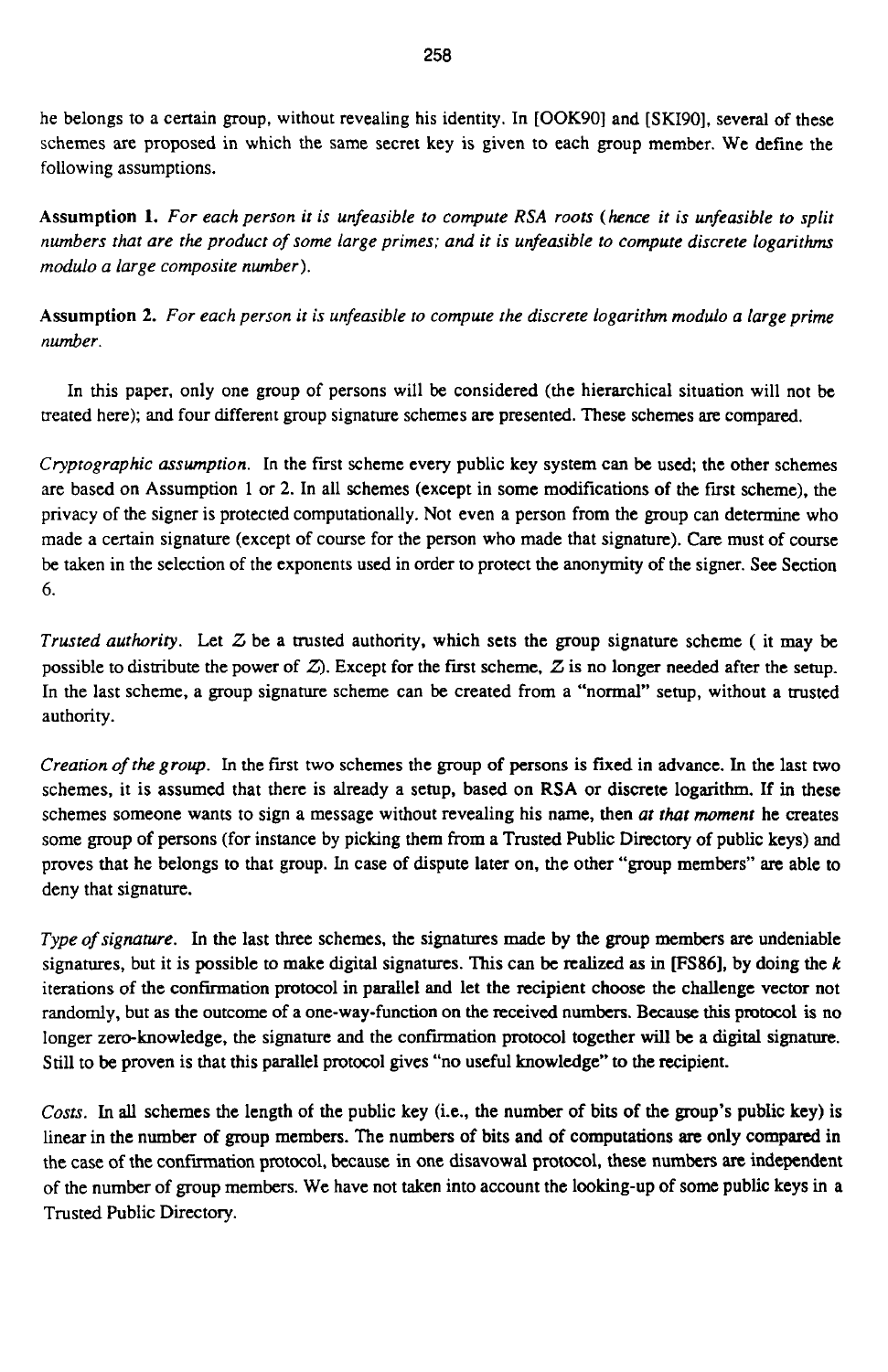he belongs to a certain group, without revealing his identity. In [OOK90] and [SKI90], several of these schemes are proposed in which the same secret key is given to each group member. We define the following assumptions.

**Assumption 1.** *For each person it is unfeasible to compute RSA roots (hence it is unfeasible to split numbers that are the product of some large primes; and it is unfeasible to compute discrete logarithms modulo a large composite number).*

**Assumption 2.** *For each person it is unfeasible to compute the discrete logarithm modulo a large prime number.*

In this paper, only one group of persons will be considered (the hierarchical situation will not be treated here); and four different group signature schemes are presented. These schemes are compared.

*Cryptographic assumption.* In the first scheme every public key system can be used; the other schemes are based on Assumption 1 or 2. In all schemes (except in some modifications of the first scheme), the privacy of the signer is protected computationally. Not even a person from the group can determine who made a certain signature (except of course for the person who made that signature). Care must of course be taken in the selection of the exponents used in order to protect the anonymity of the signer. See Section 6.

*Trusted authority.* Let $Z$ be a trusted authority, which sets the group signature scheme ( it may be possible to distribute the power of $Z$). Except for the first scheme, $Z$ is no longer needed after the setup. In the last scheme, a group signature scheme can be created from a "normal" setup, without a trusted authority.

*Creation of the group.* In the first two schemes the group of persons is fixed in advance. In the last two schemes, it is assumed that there is already a setup, based on RSA or discrete logarithm. If in these schemes someone wants to sign a message without revealing his name, then *at that moment* he creates some group of persons (for instance by picking them from a Trusted Public Directory of public keys) and proves that he belongs to that group. In case of dispute later on, the other "group members" are able to deny that signature.

*Type of signature.* In the last three schemes, the signatures made by the group members are undeniable signatures, but it is possible to make digital signatures. This can be realized as in [FS86], by doing the $k$ iterations of the confirmation protocol in parallel and let the recipient choose the challenge vector not randomly, but as the outcome of a one-way-function on the received numbers. Because this protocol is no longer zero-knowledge, the signature and the confirmation protocol together will be a digital signature. Still to be proven is that this parallel protocol gives "no useful knowledge" to the recipient.

*Costs.* In all schemes the length of the public key (i.e., the number of bits of the group's public key) is linear in the number of group members. The numbers of bits and of computations are only compared in the case of the confirmation protocol, because in one disavowal protocol, these numbers are independent of the number of group members. We have not taken into account the looking-up of some public keys in a Trusted Public Directory.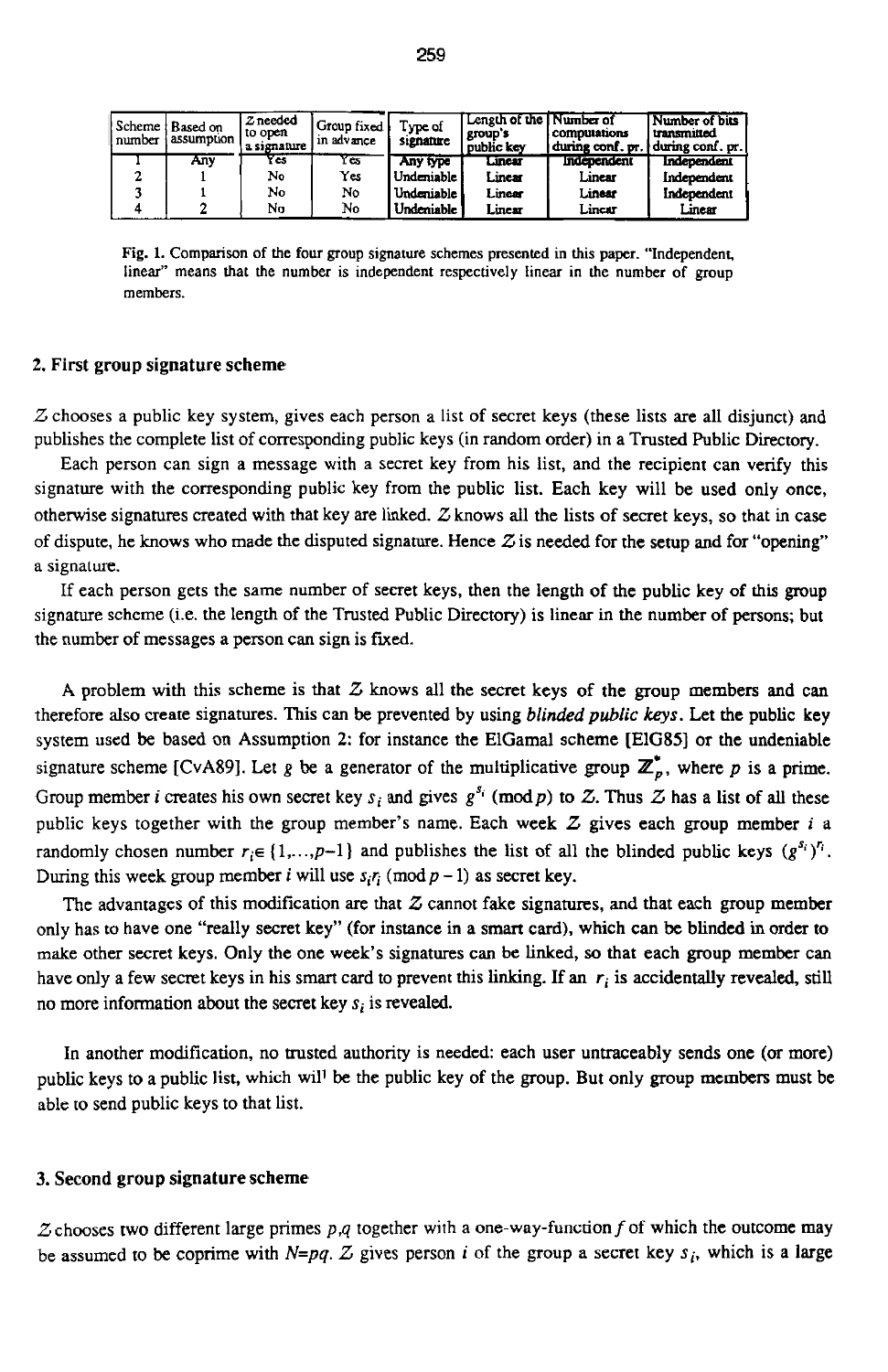| Scheme number | Based on assumption | Z needed to open a signature | Group fixed in advance | Type of signature | Length of the group's public key | Number of computations during conf. pr. | Number of bits transmitted during conf. pr. |
|---|---|---|---|---|---|---|---|
| 1 | Any | Yes | Yes | Any type | Linear | Independent | Independent |
| 2 | 1 | No | Yes | Undeniable | Linear | Linear | Independent |
| 3 | 1 | No | No | Undeniable | Linear | Linear | Independent |
| 4 | 2 | No | No | Undeniable | Linear | Linear | Linear |

Fig. 1. Comparison of the four group signature schemes presented in this paper. "Independent, linear" means that the number is independent respectively linear in the number of group members.

## 2. First group signature scheme

$Z$ chooses a public key system, gives each person a list of secret keys (these lists are all disjunct) and publishes the complete list of corresponding public keys (in random order) in a Trusted Public Directory.

Each person can sign a message with a secret key from his list, and the recipient can verify this signature with the corresponding public key from the public list. Each key will be used only once, otherwise signatures created with that key are linked. $Z$ knows all the lists of secret keys, so that in case of dispute, he knows who made the disputed signature. Hence $Z$ is needed for the setup and for "opening" a signature.

If each person gets the same number of secret keys, then the length of the public key of this group signature scheme (i.e. the length of the Trusted Public Directory) is linear in the number of persons; but the number of messages a person can sign is fixed.

A problem with this scheme is that $Z$ knows all the secret keys of the group members and can therefore also create signatures. This can be prevented by using *blinded public keys*. Let the public key system used be based on Assumption 2: for instance the ElGamal scheme [ElG85] or the undeniable signature scheme [CvA89]. Let $g$ be a generator of the multiplicative group $\mathbb{Z}_p^*$, where $p$ is a prime. Group member $i$ creates his own secret key $s_i$ and gives $g^{s_i} \pmod p$ to $Z$. Thus $Z$ has a list of all these public keys together with the group member's name. Each week $Z$ gives each group member $i$ a randomly chosen number $r_i \in \{1,\ldots,p-1\}$ and publishes the list of all the blinded public keys $(g^{s_i})^{r_i}$. During this week group member $i$ will use $s_i r_i \pmod{p-1}$ as secret key.

The advantages of this modification are that $Z$ cannot fake signatures, and that each group member only has to have one "really secret key" (for instance in a smart card), which can be blinded in order to make other secret keys. Only the one week's signatures can be linked, so that each group member can have only a few secret keys in his smart card to prevent this linking. If an $r_i$ is accidentally revealed, still no more information about the secret key $s_i$ is revealed.

In another modification, no trusted authority is needed: each user untraceably sends one (or more) public keys to a public list, which will be the public key of the group. But only group members must be able to send public keys to that list.

## 3. Second group signature scheme

$Z$ chooses two different large primes $p,q$ together with a one-way-function $f$ of which the outcome may be assumed to be coprime with $N=pq$. $Z$ gives person $i$ of the group a secret key $s_i$, which is a large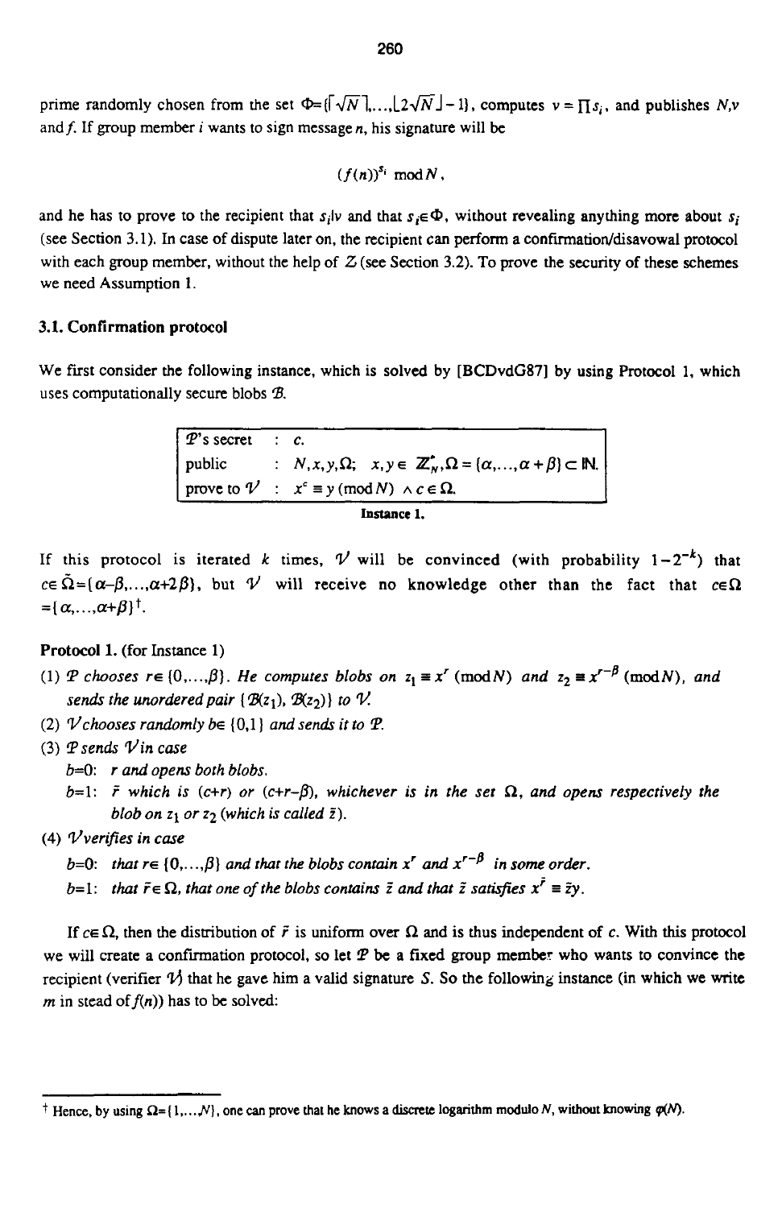prime randomly chosen from the set $\Phi=\{\lceil\sqrt{N}\rceil,\ldots,\lfloor 2\sqrt{N}\rfloor-1\}$, computes $v=\prod s_i$, and publishes $N,v$ and $f$. If group member $i$ wants to sign message $n$, his signature will be

$$(f(n))^{s_i} \bmod N,$$

and he has to prove to the recipient that $s_i|v$ and that $s_i\in\Phi$, without revealing anything more about $s_i$ (see Section 3.1). In case of dispute later on, the recipient can perform a confirmation/disavowal protocol with each group member, without the help of $\mathcal{Z}$ (see Section 3.2). To prove the security of these schemes we need Assumption 1.

### 3.1. Confirmation protocol

We first consider the following instance, which is solved by [BCDvdG87] by using Protocol 1, which uses computationally secure blobs $\mathcal{B}$.

| | | |
|---|---|---|
| $\mathcal{P}$'s secret | : | $c$. |
| public | : | $N,x,y,\Omega;\ \ x,y\in \mathbb{Z}_N^*, \Omega=\{\alpha,\ldots,\alpha+\beta\}\subset \mathbb{N}$. |
| prove to $\mathcal{V}$ | : | $x^c\equiv y \pmod N)\ \wedge c\in\Omega$. |

**Instance 1.**

If this protocol is iterated $k$ times, $\mathcal{V}$ will be convinced (with probability $1-2^{-k}$) that $c\in\tilde{\Omega}=\{\alpha-\beta,\ldots,\alpha+2\beta\}$, but $\mathcal{V}$ will receive no knowledge other than the fact that $c\in\Omega=\{\alpha,\ldots,\alpha+\beta\}$ †.

**Protocol 1.** (for Instance 1)

(1) *$\mathcal{P}$ chooses $r\in\{0,\ldots,\beta\}$. He computes blobs on $z_1\equiv x^r \pmod N$ and $z_2\equiv x^{r-\beta} \pmod N$, and sends the unordered pair $\{\mathcal{B}(z_1), \mathcal{B}(z_2)\}$ to $\mathcal{V}$.*

(2) *$\mathcal{V}$ chooses randomly $b\in\{0,1\}$ and sends it to $\mathcal{P}$.*

(3) *$\mathcal{P}$ sends $\mathcal{V}$ in case*

 $b$=0: *$r$ and opens both blobs.*

 $b$=1: *$\tilde{r}$ which is $(c+r)$ or $(c+r-\beta)$, whichever is in the set $\Omega$, and opens respectively the blob on $z_1$ or $z_2$ (which is called $\tilde{z}$).*

(4) *$\mathcal{V}$ verifies in case*

 $b$=0: *that $r\in\{0,\ldots,\beta\}$ and that the blobs contain $x^r$ and $x^{r-\beta}$ in some order.*

 $b$=1: *that $\tilde{r}\in\Omega$, that one of the blobs contains $\tilde{z}$ and that $\tilde{z}$ satisfies $x^{\tilde{r}}\equiv\tilde{z}y$.*

If $c\in\Omega$, then the distribution of $\tilde{r}$ is uniform over $\Omega$ and is thus independent of $c$. With this protocol we will create a confirmation protocol, so let $\mathcal{P}$ be a fixed group member who wants to convince the recipient (verifier $\mathcal{V}$) that he gave him a valid signature $S$. So the following instance (in which we write $m$ in stead of $f(n)$) has to be solved:

---

† Hence, by using $\Omega=\{1,\ldots,N\}$, one can prove that he knows a discrete logarithm modulo $N$, without knowing $\varphi(N)$.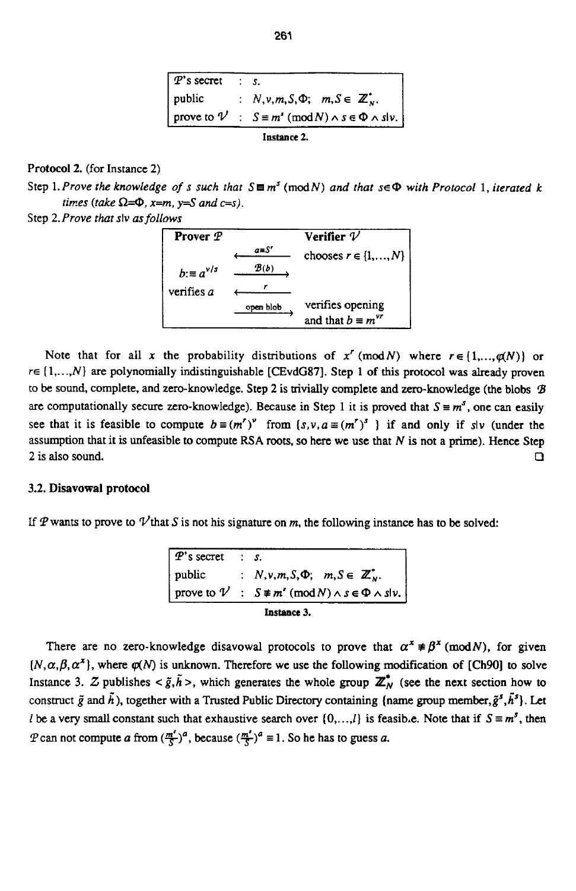| $\mathcal{P}$'s secret | : | $s$. |
|---|---|---|
| public | : | $N, v, m, S, \Phi;\ \ m, S \in \mathbb{Z}_N^*$. |
| prove to $\mathcal{V}$ | : | $S \equiv m^s \pmod N \wedge s \in \Phi \wedge s \vert v$. |

**Instance 2.**

Protocol 2. (for Instance 2)

Step 1. *Prove the knowledge of s such that $S \equiv m^s \pmod N$ and that $s \in \Phi$ with Protocol 1, iterated k times (take $\Omega = \Phi$, $x = m$, $y = S$ and $c = s$).*

Step 2. *Prove that $s \vert v$ as follows*

| Prover $\mathcal{P}$ | | Verifier $\mathcal{V}$ |
|---|---|---|
| | $\xleftarrow{a \equiv S^r}$ | chooses $r \in \{1, \ldots, N\}$ |
| $b := \equiv a^{v/s}$ | $\xrightarrow{\mathcal{B}(b)}$ | |
| verifies $a$ | $\xleftarrow{r}$ | |
| | $\xrightarrow{\text{open blob}}$ | verifies opening and that $b \equiv m^{vr}$ |

Note that for all $x$ the probability distributions of $x^r \pmod N$ where $r \in \{1, \ldots, \varphi(N)\}$ or $r \in \{1, \ldots, N\}$ are polynomially indistinguishable [CEvdG87]. Step 1 of this protocol was already proven to be sound, complete, and zero-knowledge. Step 2 is trivially complete and zero-knowledge (the blobs $\mathcal{B}$ are computationally secure zero-knowledge). Because in Step 1 it is proved that $S \equiv m^s$, one can easily see that it is feasible to compute $b \equiv (m^r)^v$ from $\{s, v, a \equiv (m^r)^s\}$ if and only if $s \vert v$ (under the assumption that it is unfeasible to compute RSA roots, so here we use that $N$ is not a prime). Hence Step 2 is also sound. □

### 3.2. Disavowal protocol

If $\mathcal{P}$ wants to prove to $\mathcal{V}$ that $S$ is not his signature on $m$, the following instance has to be solved:

| $\mathcal{P}$'s secret | : | $s$. |
|---|---|---|
| public | : | $N, v, m, S, \Phi;\ \ m, S \in \mathbb{Z}_N^*$. |
| prove to $\mathcal{V}$ | : | $S \not\equiv m^s \pmod N \wedge s \in \Phi \wedge s \vert v$. |

**Instance 3.**

There are no zero-knowledge disavowal protocols to prove that $\alpha^x \not\equiv \beta^x \pmod N$, for given $\{N, \alpha, \beta, \alpha^x\}$, where $\varphi(N)$ is unknown. Therefore we use the following modification of [Ch90] to solve Instance 3. $\mathcal{Z}$ publishes $<\tilde{g}, \tilde{h}>$, which generates the whole group $\mathbb{Z}_N^*$ (see the next section how to construct $\tilde{g}$ and $\tilde{h}$), together with a Trusted Public Directory containing {name group member, $\tilde{g}^s, \tilde{h}^s$}. Let $l$ be a very small constant such that exhaustive search over $\{0, \ldots, l\}$ is feasible. Note that if $S \equiv m^s$, then $\mathcal{P}$ can not compute $a$ from $(\frac{m^s}{S})^a$, because $(\frac{m^s}{S})^a \equiv 1$. So he has to guess $a$.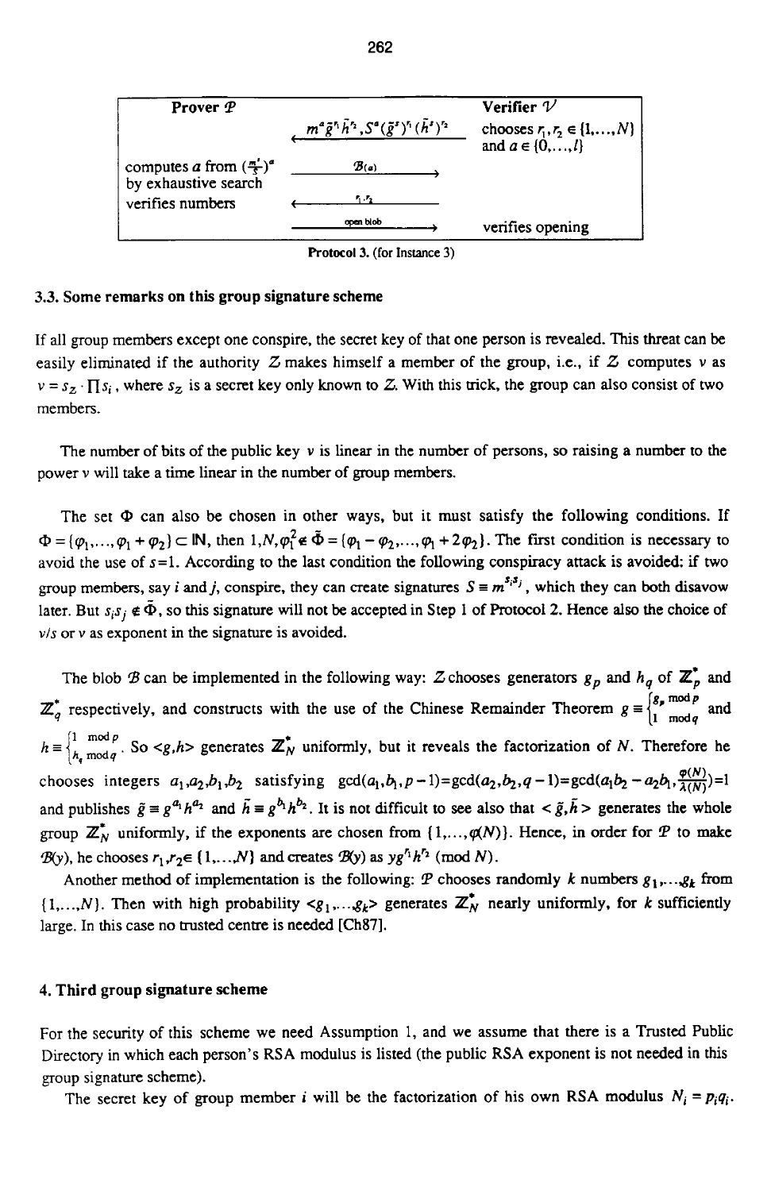| Prover $\mathcal{P}$ | | Verifier $\mathcal{V}$ |
|---|---|---|
| | $\xleftarrow{m^a \tilde{g}^{r_1} \tilde{h}^{r_2},\, S^a (\tilde{g}^s)^{r_1} (\tilde{h}^s)^{r_2}}$ | chooses $r_1, r_2 \in \{1,\ldots,N\}$ and $a \in \{0,\ldots,l\}$ |
| computes $a$ from $(\frac{m^s}{S})^a$ by exhaustive search | $\xrightarrow{\mathcal{B}(a)}$ | |
| verifies numbers | $\xleftarrow{r_1, r_2}$ | |
| | $\xrightarrow{\text{open blob}}$ | verifies opening |

Protocol 3. (for Instance 3)

### 3.3. Some remarks on this group signature scheme

If all group members except one conspire, the secret key of that one person is revealed. This threat can be easily eliminated if the authority $\mathcal{Z}$ makes himself a member of the group, i.e., if $\mathcal{Z}$ computes $v$ as $v = s_Z \cdot \prod s_i$, where $s_Z$ is a secret key only known to $\mathcal{Z}$. With this trick, the group can also consist of two members.

The number of bits of the public key $v$ is linear in the number of persons, so raising a number to the power $v$ will take a time linear in the number of group members.

The set $\Phi$ can also be chosen in other ways, but it must satisfy the following conditions. If $\Phi = \{\varphi_1, \ldots, \varphi_1 + \varphi_2\} \subset \mathbb{N}$, then $1, N, \varphi_1^2 \notin \tilde{\Phi} = \{\varphi_1 - \varphi_2, \ldots, \varphi_1 + 2\varphi_2\}$. The first condition is necessary to avoid the use of $s=1$. According to the last condition the following conspiracy attack is avoided: if two group members, say $i$ and $j$, conspire, they can create signatures $S \equiv m^{s_i s_j}$, which they can both disavow later. But $s_i s_j \notin \Phi$, so this signature will not be accepted in Step 1 of Protocol 2. Hence also the choice of $v/s$ or $v$ as exponent in the signature is avoided.

The blob $\mathcal{B}$ can be implemented in the following way: $\mathcal{Z}$ chooses generators $g_p$ and $h_q$ of $\mathbb{Z}_p^*$ and $\mathbb{Z}_q^*$ respectively, and constructs with the use of the Chinese Remainder Theorem $g \equiv \begin{cases} g_p \bmod p \\ 1 \bmod q \end{cases}$ and $h \equiv \begin{cases} 1 \bmod p \\ h_q \bmod q \end{cases}$. So $<g,h>$ generates $\mathbb{Z}_N^*$ uniformly, but it reveals the factorization of $N$. Therefore he chooses integers $a_1, a_2, b_1, b_2$ satisfying $\gcd(a_1, b_1, p-1) = \gcd(a_2, b_2, q-1) = \gcd(a_1 b_2 - a_2 b_1, \frac{\varphi(N)}{\lambda(N)}) = 1$ and publishes $\tilde{g} \equiv g^{a_1} h^{a_2}$ and $\tilde{h} \equiv g^{b_1} h^{b_2}$. It is not difficult to see also that $<\tilde{g}, \tilde{h}>$ generates the whole group $\mathbb{Z}_N^*$ uniformly, if the exponents are chosen from $\{1, \ldots, \varphi(N)\}$. Hence, in order for $\mathcal{P}$ to make $\mathcal{B}(y)$, he chooses $r_1, r_2 \in \{1, \ldots, N\}$ and creates $\mathcal{B}(y)$ as $y g^{r_1} h^{r_2} \pmod N$.

Another method of implementation is the following: $\mathcal{P}$ chooses randomly $k$ numbers $g_1, \ldots, g_k$ from $\{1, \ldots, N\}$. Then with high probability $<g_1, \ldots, g_k>$ generates $\mathbb{Z}_N^*$ nearly uniformly, for $k$ sufficiently large. In this case no trusted centre is needed [Ch87].

## 4. Third group signature scheme

For the security of this scheme we need Assumption 1, and we assume that there is a Trusted Public Directory in which each person's RSA modulus is listed (the public RSA exponent is not needed in this group signature scheme).

The secret key of group member $i$ will be the factorization of his own RSA modulus $N_i = p_i q_i$.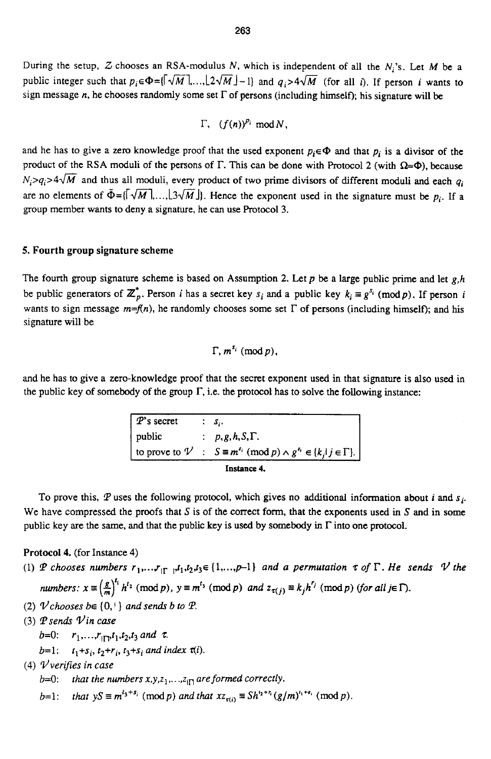During the setup, $\mathcal{Z}$ chooses an RSA-modulus $N$, which is independent of all the $N_i$'s. Let $M$ be a public integer such that $p_i \in \Phi = \{\lceil \sqrt{M} \rceil, \ldots, \lfloor 2\sqrt{M} \rfloor - 1\}$ and $q_i > 4\sqrt{M}$ (for all $i$). If person $i$ wants to sign message $n$, he chooses randomly some set $\Gamma$ of persons (including himself); his signature will be

$$\Gamma, \ (f(n))^{p_i} \bmod N,$$

and he has to give a zero knowledge proof that the used exponent $p_i \in \Phi$ and that $p_i$ is a divisor of the product of the RSA moduli of the persons of $\Gamma$. This can be done with Protocol 2 (with $\Omega = \Phi$), because $N_i > q_i > 4\sqrt{M}$ and thus all moduli, every product of two prime divisors of different moduli and each $q_i$ are no elements of $\tilde{\Phi} = \{\lceil \sqrt{M} \rceil, \ldots, \lfloor 3\sqrt{M} \rfloor\}$. Hence the exponent used in the signature must be $p_i$. If a group member wants to deny a signature, he can use Protocol 3.

## 5. Fourth group signature scheme

The fourth group signature scheme is based on Assumption 2. Let $p$ be a large public prime and let $g,h$ be public generators of $\mathbb{Z}_p^*$. Person $i$ has a secret key $s_i$ and a public key $k_i \equiv g^{s_i} \pmod p$. If person $i$ wants to sign message $m = f(n)$, he randomly chooses some set $\Gamma$ of persons (including himself); and his signature will be

$$\Gamma, \ m^{s_i} \pmod p,$$

and he has to give a zero-knowledge proof that the secret exponent used in that signature is also used in the public key of somebody of the group $\Gamma$, i.e. the protocol has to solve the following instance:

| | | |
|---|---|---|
| $\mathcal{P}$'s secret | : | $s_i$. |
| public | : | $p, g, h, S, \Gamma$. |
| to prove to $\mathcal{V}$ | : | $S \equiv m^{s_i} \pmod p \wedge g^{s_i} \in \{k_j \mid j \in \Gamma\}$. |

**Instance 4.**

To prove this, $\mathcal{P}$ uses the following protocol, which gives no additional information about $i$ and $s_i$. We have compressed the proofs that $S$ is of the correct form, that the exponents used in $S$ and in some public key are the same, and that the public key is used by somebody in $\Gamma$ into one protocol.

**Protocol 4.** (for Instance 4)

(1) *$\mathcal{P}$ chooses numbers $r_1, \ldots, r_{|\Gamma|}, t_1, t_2, t_3 \in \{1, \ldots, p-1\}$ and a permutation $\tau$ of $\Gamma$. He sends $\mathcal{V}$ the numbers: $x \equiv \left(\frac{g}{m}\right)^{t_1} h^{t_2} \pmod p$, $y \equiv m^{t_3} \pmod p$ and $z_{\tau(j)} \equiv k_j h^{r_j} \pmod p$ (for all $j \in \Gamma$).*

(2) *$\mathcal{V}$ chooses $b \in \{0, 1\}$ and sends $b$ to $\mathcal{P}$.*

(3) *$\mathcal{P}$ sends $\mathcal{V}$ in case*

  $b=0$: *$r_1, \ldots, r_{|\Gamma|}, t_1, t_2, t_3$ and $\tau$.*

  $b=1$: *$t_1 + s_i$, $t_2 + r_i$, $t_3 + s_i$ and index $\tau(i)$.*

(4) *$\mathcal{V}$ verifies in case*

  $b=0$: *that the numbers $x, y, z_1, \ldots, z_{|\Gamma|}$ are formed correctly.*

  $b=1$: *that $yS \equiv m^{t_3 + s_i} \pmod p$ and that $x z_{\tau(i)} \equiv S h^{t_2 + r_i} (g/m)^{t_1 + s_i} \pmod p$.*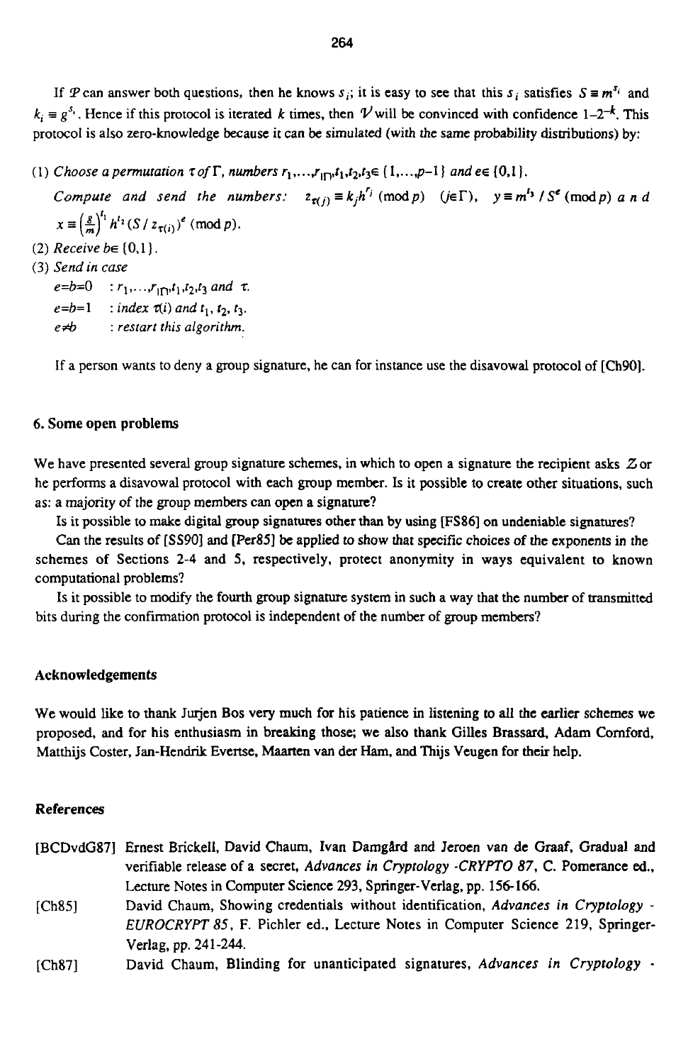If $\mathcal{P}$ can answer both questions, then he knows $s_i$; it is easy to see that this $s_i$ satisfies $S \equiv m^{s_i}$ and $k_i \equiv g^{s_i}$. Hence if this protocol is iterated $k$ times, then $\mathcal{V}$ will be convinced with confidence $1-2^{-k}$. This protocol is also zero-knowledge because it can be simulated (with the same probability distributions) by:

(1) *Choose a permutation $\tau$ of $\Gamma$, numbers $r_1,\ldots,r_{|\Gamma|},t_1,t_2,t_3 \in \{1,\ldots,p-1\}$ and $e \in \{0,1\}$.*
*Compute and send the numbers:* $z_{\tau(j)} \equiv k_j h^{r_j} \pmod{p}$ $(j \in \Gamma)$, $y \equiv m^{t_3} / S^e \pmod{p}$ *and* $x \equiv \left(\frac{g}{m}\right)^{t_1} h^{t_2} (S / z_{\tau(i)})^e \pmod{p}$.

(2) *Receive $b \in \{0,1\}$.*

(3) *Send in case*
   - $e=b=0$ : $r_1,\ldots,r_{|\Gamma|},t_1,t_2,t_3$ *and* $\tau$.
   - $e=b=1$ : *index* $\tau(i)$ *and* $t_1$, $t_2$, $t_3$.
   - $e \neq b$ : *restart this algorithm.*

If a person wants to deny a group signature, he can for instance use the disavowal protocol of [Ch90].

## 6. Some open problems

We have presented several group signature schemes, in which to open a signature the recipient asks $\mathcal{Z}$ or he performs a disavowal protocol with each group member. Is it possible to create other situations, such as: a majority of the group members can open a signature?

Is it possible to make digital group signatures other than by using [FS86] on undeniable signatures?

Can the results of [SS90] and [Per85] be applied to show that specific choices of the exponents in the schemes of Sections 2-4 and 5, respectively, protect anonymity in ways equivalent to known computational problems?

Is it possible to modify the fourth group signature system in such a way that the number of transmitted bits during the confirmation protocol is independent of the number of group members?

## Acknowledgements

We would like to thank Jurjen Bos very much for his patience in listening to all the earlier schemes we proposed, and for his enthusiasm in breaking those; we also thank Gilles Brassard, Adam Cornford, Matthijs Coster, Jan-Hendrik Evertse, Maarten van der Ham, and Thijs Veugen for their help.

## References

[BCDvdG87] Ernest Brickell, David Chaum, Ivan Damgård and Jeroen van de Graaf, Gradual and verifiable release of a secret, *Advances in Cryptology -CRYPTO 87*, C. Pomerance ed., Lecture Notes in Computer Science 293, Springer-Verlag, pp. 156-166.

[Ch85] David Chaum, Showing credentials without identification, *Advances in Cryptology - EUROCRYPT 85*, F. Pichler ed., Lecture Notes in Computer Science 219, Springer-Verlag, pp. 241-244.

[Ch87] David Chaum, Blinding for unanticipated signatures, *Advances in Cryptology -*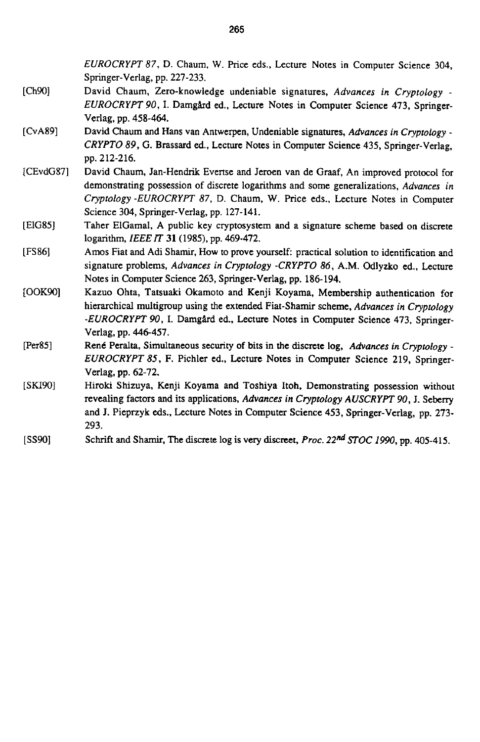*EUROCRYPT 87*, D. Chaum, W. Price eds., Lecture Notes in Computer Science 304, Springer-Verlag, pp. 227-233.

[Ch90] David Chaum, Zero-knowledge undeniable signatures, *Advances in Cryptology - EUROCRYPT 90*, I. Damgård ed., Lecture Notes in Computer Science 473, Springer-Verlag, pp. 458-464.

[CvA89] David Chaum and Hans van Antwerpen, Undeniable signatures, *Advances in Cryptology - CRYPTO 89*, G. Brassard ed., Lecture Notes in Computer Science 435, Springer-Verlag, pp. 212-216.

[CEvdG87] David Chaum, Jan-Hendrik Evertse and Jeroen van de Graaf, An improved protocol for demonstrating possession of discrete logarithms and some generalizations, *Advances in Cryptology -EUROCRYPT 87*, D. Chaum, W. Price eds., Lecture Notes in Computer Science 304, Springer-Verlag, pp. 127-141.

[ElG85] Taher ElGamal, A public key cryptosystem and a signature scheme based on discrete logarithm, *IEEE IT* **31** (1985), pp. 469-472.

[FS86] Amos Fiat and Adi Shamir, How to prove yourself: practical solution to identification and signature problems, *Advances in Cryptology -CRYPTO 86*, A.M. Odlyzko ed., Lecture Notes in Computer Science 263, Springer-Verlag, pp. 186-194.

[OOK90] Kazuo Ohta, Tatsuaki Okamoto and Kenji Koyama, Membership authentication for hierarchical multigroup using the extended Fiat-Shamir scheme, *Advances in Cryptology -EUROCRYPT 90*, I. Damgård ed., Lecture Notes in Computer Science 473, Springer-Verlag, pp. 446-457.

[Per85] René Peralta, Simultaneous security of bits in the discrete log, *Advances in Cryptology - EUROCRYPT 85*, F. Pichler ed., Lecture Notes in Computer Science 219, Springer-Verlag, pp. 62-72.

[SKI90] Hiroki Shizuya, Kenji Koyama and Toshiya Itoh, Demonstrating possession without revealing factors and its applications, *Advances in Cryptology AUSCRYPT 90*, J. Seberry and J. Pieprzyk eds., Lecture Notes in Computer Science 453, Springer-Verlag, pp. 273-293.

[SS90] Schrift and Shamir, The discrete log is very discreet, *Proc. 22nd STOC 1990*, pp. 405-415.